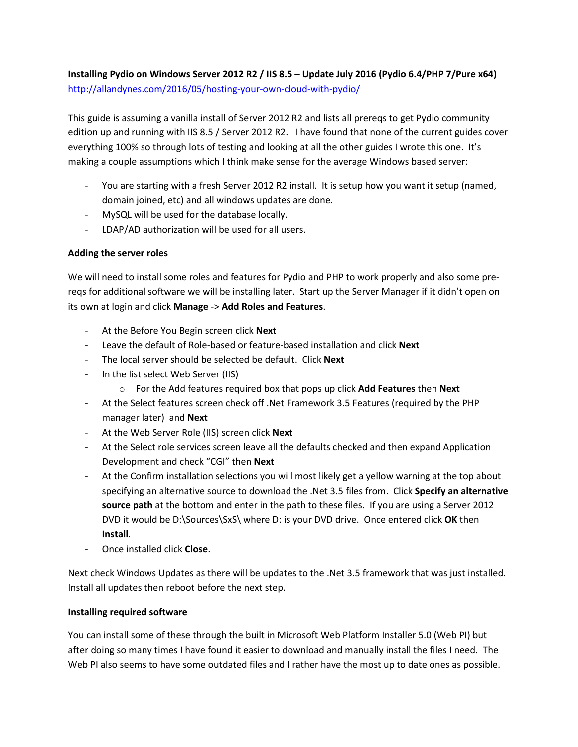**Installing Pydio on Windows Server 2012 R2 / IIS 8.5 – Update July 2016 (Pydio 6.4/PHP 7/Pure x64)**
http://allandynes.com/2016/05/hosting-your-own-cloud-with-pydio/

This guide is assuming a vanilla install of Server 2012 R2 and lists all prereqs to get Pydio community edition up and running with IIS 8.5 / Server 2012 R2. I have found that none of the current guides cover everything 100% so through lots of testing and looking at all the other guides I wrote this one. It's making a couple assumptions which I think make sense for the average Windows based server:

- You are starting with a fresh Server 2012 R2 install. It is setup how you want it setup (named, domain joined, etc) and all windows updates are done.
- MySQL will be used for the database locally.
- LDAP/AD authorization will be used for all users.

**Adding the server roles**

We will need to install some roles and features for Pydio and PHP to work properly and also some pre-reqs for additional software we will be installing later. Start up the Server Manager if it didn't open on its own at login and click **Manage** -> **Add Roles and Features**.

- At the Before You Begin screen click **Next**
- Leave the default of Role-based or feature-based installation and click **Next**
- The local server should be selected be default. Click **Next**
- In the list select Web Server (IIS)
    - For the Add features required box that pops up click **Add Features** then **Next**
- At the Select features screen check off .Net Framework 3.5 Features (required by the PHP manager later) and **Next**
- At the Web Server Role (IIS) screen click **Next**
- At the Select role services screen leave all the defaults checked and then expand Application Development and check "CGI" then **Next**
- At the Confirm installation selections you will most likely get a yellow warning at the top about specifying an alternative source to download the .Net 3.5 files from. Click **Specify an alternative source path** at the bottom and enter in the path to these files. If you are using a Server 2012 DVD it would be D:\Sources\SxS\ where D: is your DVD drive. Once entered click **OK** then **Install**.
- Once installed click **Close**.

Next check Windows Updates as there will be updates to the .Net 3.5 framework that was just installed. Install all updates then reboot before the next step.

**Installing required software**

You can install some of these through the built in Microsoft Web Platform Installer 5.0 (Web PI) but after doing so many times I have found it easier to download and manually install the files I need. The Web PI also seems to have some outdated files and I rather have the most up to date ones as possible.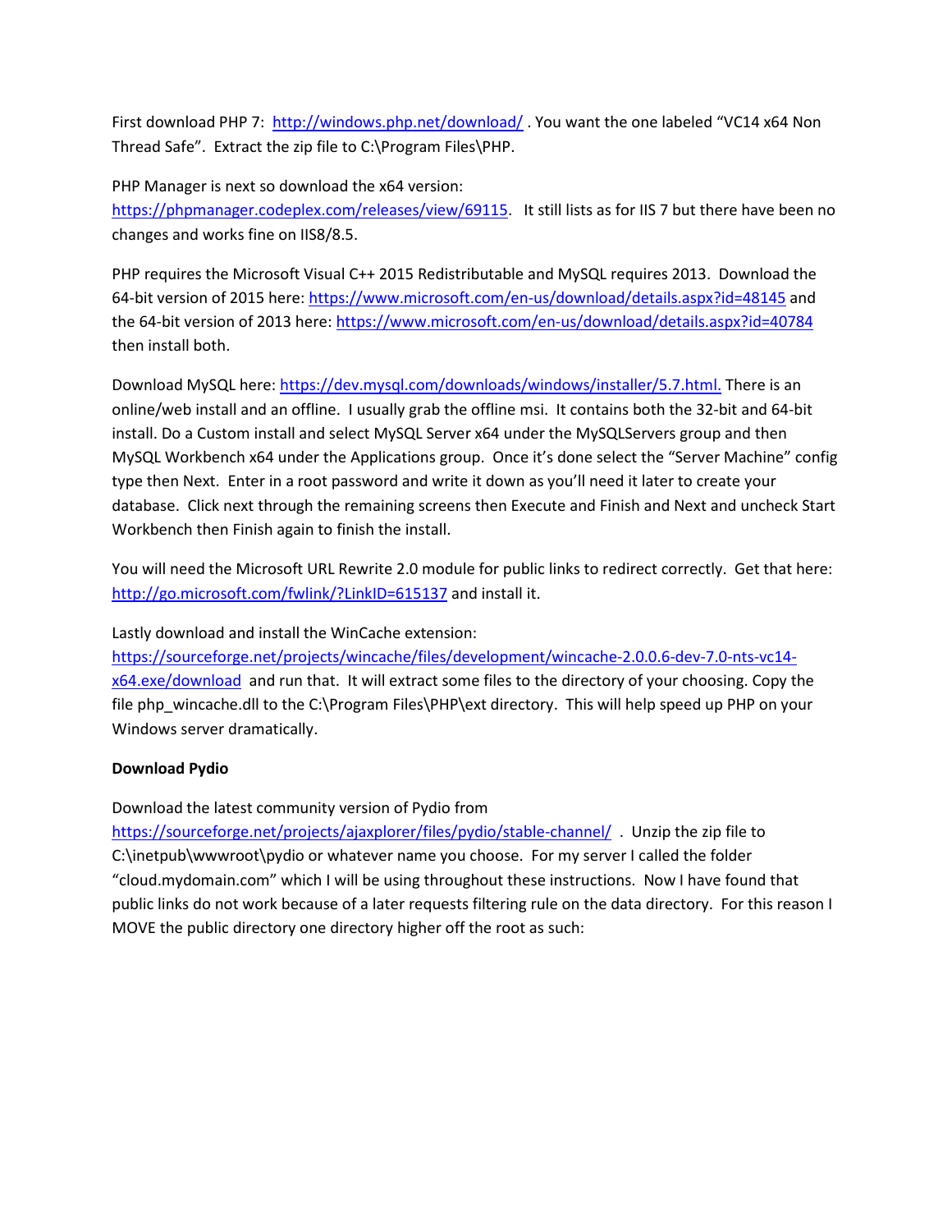First download PHP 7: [http://windows.php.net/download/](http://windows.php.net/download/) . You want the one labeled "VC14 x64 Non Thread Safe". Extract the zip file to C:\Program Files\PHP.

PHP Manager is next so download the x64 version: [https://phpmanager.codeplex.com/releases/view/69115](https://phpmanager.codeplex.com/releases/view/69115). It still lists as for IIS 7 but there have been no changes and works fine on IIS8/8.5.

PHP requires the Microsoft Visual C++ 2015 Redistributable and MySQL requires 2013. Download the 64-bit version of 2015 here: [https://www.microsoft.com/en-us/download/details.aspx?id=48145](https://www.microsoft.com/en-us/download/details.aspx?id=48145) and the 64-bit version of 2013 here: [https://www.microsoft.com/en-us/download/details.aspx?id=40784](https://www.microsoft.com/en-us/download/details.aspx?id=40784) then install both.

Download MySQL here: [https://dev.mysql.com/downloads/windows/installer/5.7.html.](https://dev.mysql.com/downloads/windows/installer/5.7.html) There is an online/web install and an offline. I usually grab the offline msi. It contains both the 32-bit and 64-bit install. Do a Custom install and select MySQL Server x64 under the MySQLServers group and then MySQL Workbench x64 under the Applications group. Once it's done select the "Server Machine" config type then Next. Enter in a root password and write it down as you'll need it later to create your database. Click next through the remaining screens then Execute and Finish and Next and uncheck Start Workbench then Finish again to finish the install.

You will need the Microsoft URL Rewrite 2.0 module for public links to redirect correctly. Get that here: [http://go.microsoft.com/fwlink/?LinkID=615137](http://go.microsoft.com/fwlink/?LinkID=615137) and install it.

Lastly download and install the WinCache extension: [https://sourceforge.net/projects/wincache/files/development/wincache-2.0.0.6-dev-7.0-nts-vc14-x64.exe/download](https://sourceforge.net/projects/wincache/files/development/wincache-2.0.0.6-dev-7.0-nts-vc14-x64.exe/download) and run that. It will extract some files to the directory of your choosing. Copy the file php_wincache.dll to the C:\Program Files\PHP\ext directory. This will help speed up PHP on your Windows server dramatically.

**Download Pydio**

Download the latest community version of Pydio from [https://sourceforge.net/projects/ajaxplorer/files/pydio/stable-channel/](https://sourceforge.net/projects/ajaxplorer/files/pydio/stable-channel/) . Unzip the zip file to C:\inetpub\wwwroot\pydio or whatever name you choose. For my server I called the folder "cloud.mydomain.com" which I will be using throughout these instructions. Now I have found that public links do not work because of a later requests filtering rule on the data directory. For this reason I MOVE the public directory one directory higher off the root as such: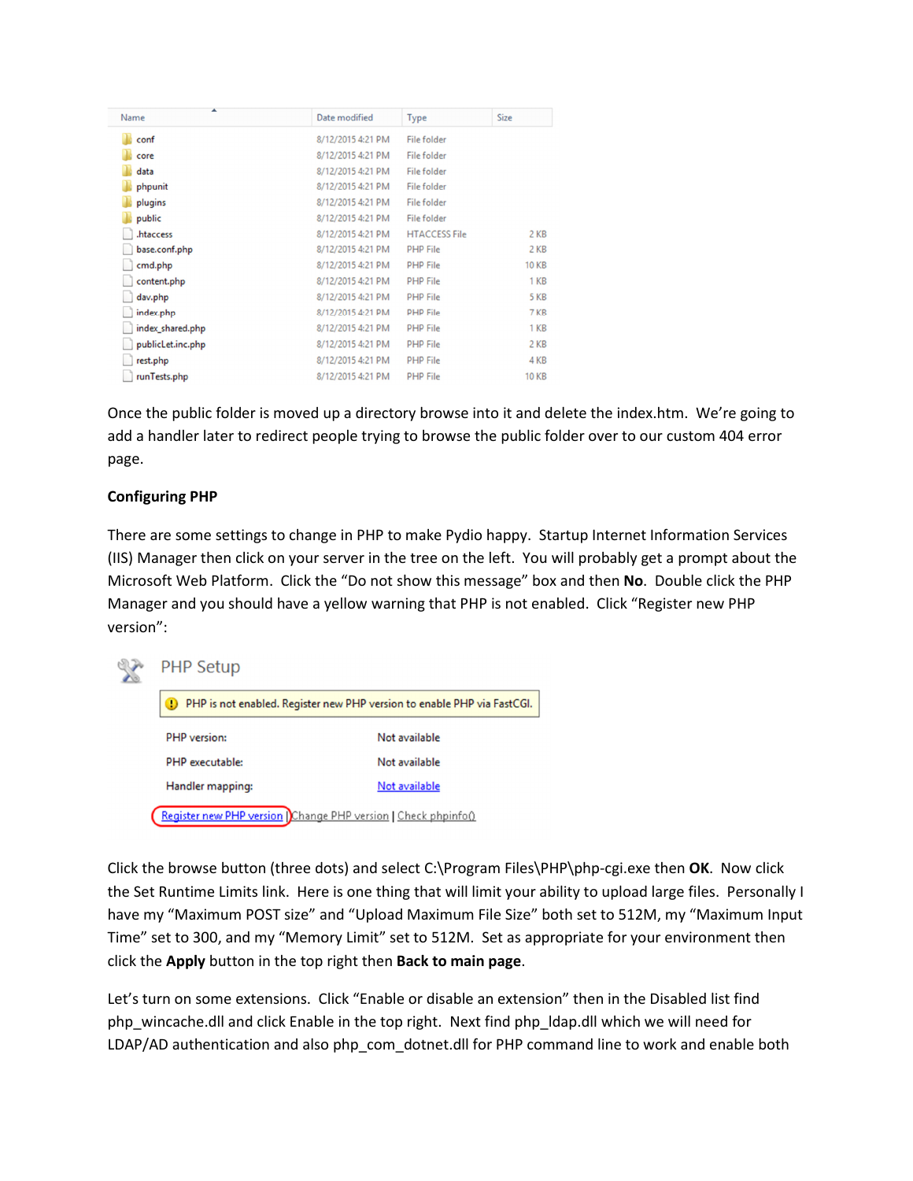| Name | Date modified | Type | Size |
|---|---|---|---|
| conf | 8/12/2015 4:21 PM | File folder | |
| core | 8/12/2015 4:21 PM | File folder | |
| data | 8/12/2015 4:21 PM | File folder | |
| phpunit | 8/12/2015 4:21 PM | File folder | |
| plugins | 8/12/2015 4:21 PM | File folder | |
| public | 8/12/2015 4:21 PM | File folder | |
| .htaccess | 8/12/2015 4:21 PM | HTACCESS File | 2 KB |
| base.conf.php | 8/12/2015 4:21 PM | PHP File | 2 KB |
| cmd.php | 8/12/2015 4:21 PM | PHP File | 10 KB |
| content.php | 8/12/2015 4:21 PM | PHP File | 1 KB |
| dav.php | 8/12/2015 4:21 PM | PHP File | 5 KB |
| index.php | 8/12/2015 4:21 PM | PHP File | 7 KB |
| index_shared.php | 8/12/2015 4:21 PM | PHP File | 1 KB |
| publicLet.inc.php | 8/12/2015 4:21 PM | PHP File | 2 KB |
| rest.php | 8/12/2015 4:21 PM | PHP File | 4 KB |
| runTests.php | 8/12/2015 4:21 PM | PHP File | 10 KB |

Once the public folder is moved up a directory browse into it and delete the index.htm. We're going to add a handler later to redirect people trying to browse the public folder over to our custom 404 error page.

**Configuring PHP**

There are some settings to change in PHP to make Pydio happy. Startup Internet Information Services (IIS) Manager then click on your server in the tree on the left. You will probably get a prompt about the Microsoft Web Platform. Click the "Do not show this message" box and then **No**. Double click the PHP Manager and you should have a yellow warning that PHP is not enabled. Click "Register new PHP version":

PHP Setup

PHP is not enabled. Register new PHP version to enable PHP via FastCGI.

| | |
|---|---|
| PHP version: | Not available |
| PHP executable: | Not available |
| Handler mapping: | Not available |

Register new PHP version | Change PHP version | Check phpinfo()

Click the browse button (three dots) and select C:\Program Files\PHP\php-cgi.exe then **OK**. Now click the Set Runtime Limits link. Here is one thing that will limit your ability to upload large files. Personally I have my "Maximum POST size" and "Upload Maximum File Size" both set to 512M, my "Maximum Input Time" set to 300, and my "Memory Limit" set to 512M. Set as appropriate for your environment then click the **Apply** button in the top right then **Back to main page**.

Let's turn on some extensions. Click "Enable or disable an extension" then in the Disabled list find php_wincache.dll and click Enable in the top right. Next find php_ldap.dll which we will need for LDAP/AD authentication and also php_com_dotnet.dll for PHP command line to work and enable both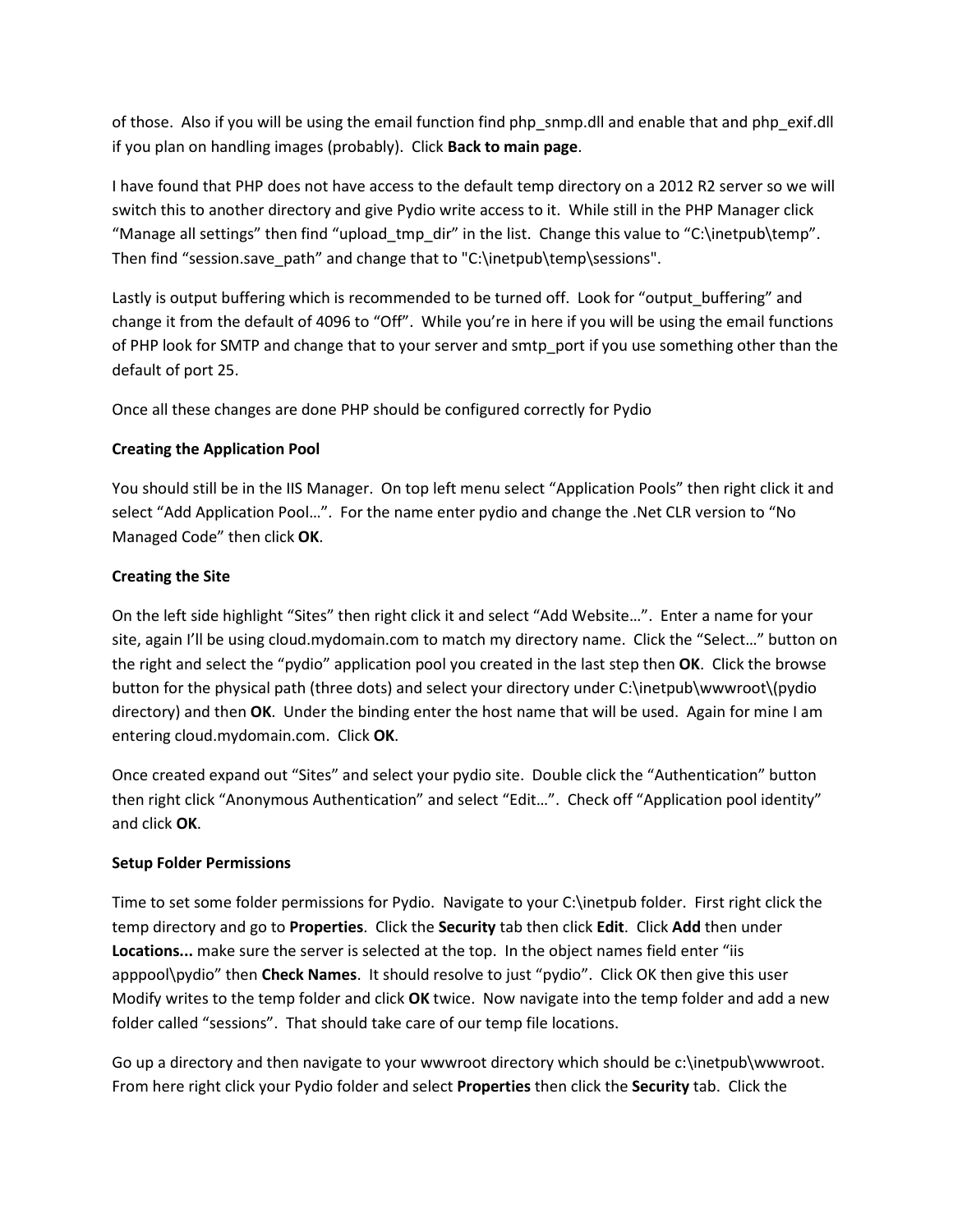of those.  Also if you will be using the email function find php_snmp.dll and enable that and php_exif.dll if you plan on handling images (probably).  Click **Back to main page**.

I have found that PHP does not have access to the default temp directory on a 2012 R2 server so we will switch this to another directory and give Pydio write access to it.  While still in the PHP Manager click "Manage all settings" then find "upload_tmp_dir" in the list.  Change this value to "C:\inetpub\temp".  Then find "session.save_path" and change that to "C:\inetpub\temp\sessions".

Lastly is output buffering which is recommended to be turned off.  Look for "output_buffering" and change it from the default of 4096 to "Off".  While you're in here if you will be using the email functions of PHP look for SMTP and change that to your server and smtp_port if you use something other than the default of port 25.

Once all these changes are done PHP should be configured correctly for Pydio

**Creating the Application Pool**

You should still be in the IIS Manager.  On top left menu select "Application Pools" then right click it and select "Add Application Pool…".  For the name enter pydio and change the .Net CLR version to "No Managed Code" then click **OK**.

**Creating the Site**

On the left side highlight "Sites" then right click it and select "Add Website…".  Enter a name for your site, again I'll be using cloud.mydomain.com to match my directory name.  Click the "Select…" button on the right and select the "pydio" application pool you created in the last step then **OK**.  Click the browse button for the physical path (three dots) and select your directory under C:\inetpub\wwwroot\(pydio directory) and then **OK**.  Under the binding enter the host name that will be used.  Again for mine I am entering cloud.mydomain.com.  Click **OK**.

Once created expand out "Sites" and select your pydio site.  Double click the "Authentication" button then right click "Anonymous Authentication" and select "Edit…".  Check off "Application pool identity" and click **OK**.

**Setup Folder Permissions**

Time to set some folder permissions for Pydio.  Navigate to your C:\inetpub folder.  First right click the temp directory and go to **Properties**.  Click the **Security** tab then click **Edit**.  Click **Add** then under **Locations...** make sure the server is selected at the top.  In the object names field enter "iis apppool\pydio" then **Check Names**.  It should resolve to just "pydio".  Click OK then give this user Modify writes to the temp folder and click **OK** twice.  Now navigate into the temp folder and add a new folder called "sessions".  That should take care of our temp file locations.

Go up a directory and then navigate to your wwwroot directory which should be c:\inetpub\wwwroot.  From here right click your Pydio folder and select **Properties** then click the **Security** tab.  Click the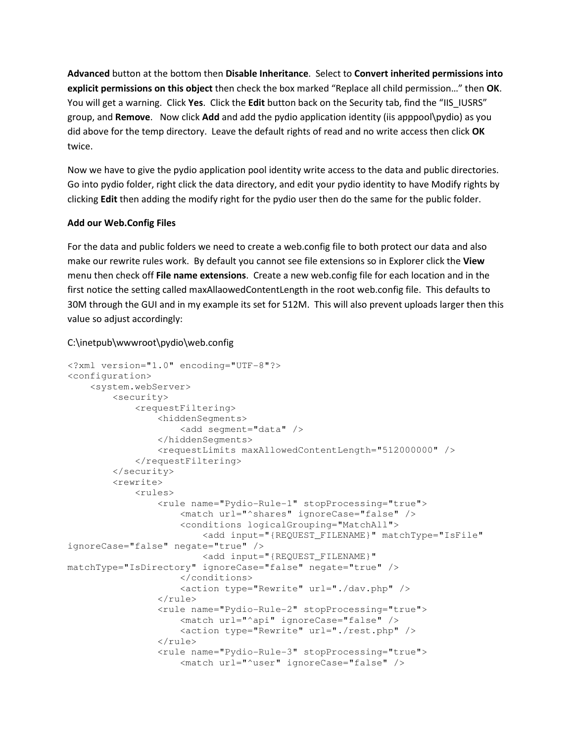**Advanced** button at the bottom then **Disable Inheritance**. Select to **Convert inherited permissions into explicit permissions on this object** then check the box marked "Replace all child permission…" then **OK**. You will get a warning. Click **Yes**. Click the **Edit** button back on the Security tab, find the "IIS_IUSRS" group, and **Remove**. Now click **Add** and add the pydio application identity (iis apppool\pydio) as you did above for the temp directory. Leave the default rights of read and no write access then click **OK** twice.

Now we have to give the pydio application pool identity write access to the data and public directories. Go into pydio folder, right click the data directory, and edit your pydio identity to have Modify rights by clicking **Edit** then adding the modify right for the pydio user then do the same for the public folder.

**Add our Web.Config Files**

For the data and public folders we need to create a web.config file to both protect our data and also make our rewrite rules work. By default you cannot see file extensions so in Explorer click the **View** menu then check off **File name extensions**. Create a new web.config file for each location and in the first notice the setting called maxAllaowedContentLength in the root web.config file. This defaults to 30M through the GUI and in my example its set for 512M. This will also prevent uploads larger then this value so adjust accordingly:

C:\inetpub\wwwroot\pydio\web.config

```
<?xml version="1.0" encoding="UTF-8"?>
<configuration>
    <system.webServer>
        <security>
            <requestFiltering>
                <hiddenSegments>
                    <add segment="data" />
                </hiddenSegments>
                <requestLimits maxAllowedContentLength="512000000" />
            </requestFiltering>
        </security>
        <rewrite>
            <rules>
                <rule name="Pydio-Rule-1" stopProcessing="true">
                    <match url="^shares" ignoreCase="false" />
                    <conditions logicalGrouping="MatchAll">
                        <add input="{REQUEST_FILENAME}" matchType="IsFile"
ignoreCase="false" negate="true" />
                        <add input="{REQUEST_FILENAME}"
matchType="IsDirectory" ignoreCase="false" negate="true" />
                    </conditions>
                    <action type="Rewrite" url="./dav.php" />
                </rule>
                <rule name="Pydio-Rule-2" stopProcessing="true">
                    <match url="^api" ignoreCase="false" />
                    <action type="Rewrite" url="./rest.php" />
                </rule>
                <rule name="Pydio-Rule-3" stopProcessing="true">
                    <match url="^user" ignoreCase="false" />
```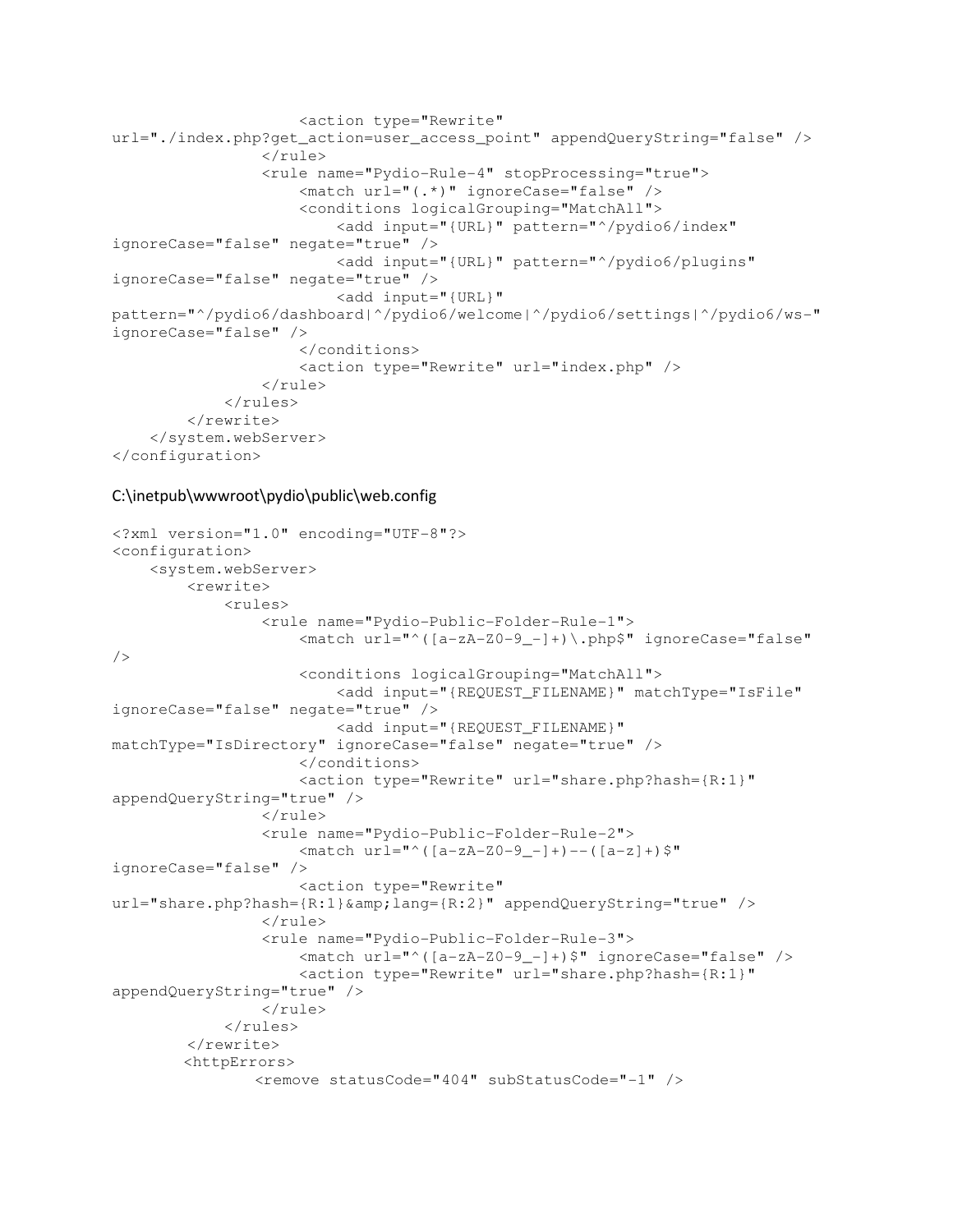```
                    <action type="Rewrite"
url="./index.php?get_action=user_access_point" appendQueryString="false" />
                </rule>
                <rule name="Pydio-Rule-4" stopProcessing="true">
                    <match url="(.*)" ignoreCase="false" />
                    <conditions logicalGrouping="MatchAll">
                        <add input="{URL}" pattern="^/pydio6/index"
ignoreCase="false" negate="true" />
                        <add input="{URL}" pattern="^/pydio6/plugins"
ignoreCase="false" negate="true" />
                        <add input="{URL}"
pattern="^/pydio6/dashboard|^/pydio6/welcome|^/pydio6/settings|^/pydio6/ws-"
ignoreCase="false" />
                    </conditions>
                    <action type="Rewrite" url="index.php" />
                </rule>
            </rules>
        </rewrite>
    </system.webServer>
</configuration>
```

C:\inetpub\wwwroot\pydio\public\web.config

```
<?xml version="1.0" encoding="UTF-8"?>
<configuration>
    <system.webServer>
        <rewrite>
            <rules>
                <rule name="Pydio-Public-Folder-Rule-1">
                    <match url="^([a-zA-Z0-9_-]+)\.php$" ignoreCase="false"
/>
                    <conditions logicalGrouping="MatchAll">
                        <add input="{REQUEST_FILENAME}" matchType="IsFile"
ignoreCase="false" negate="true" />
                        <add input="{REQUEST_FILENAME}"
matchType="IsDirectory" ignoreCase="false" negate="true" />
                    </conditions>
                    <action type="Rewrite" url="share.php?hash={R:1}"
appendQueryString="true" />
                </rule>
                <rule name="Pydio-Public-Folder-Rule-2">
                    <match url="^([a-zA-Z0-9_-]+)--([a-z]+)$"
ignoreCase="false" />
                    <action type="Rewrite"
url="share.php?hash={R:1}&amp;lang={R:2}" appendQueryString="true" />
                </rule>
                <rule name="Pydio-Public-Folder-Rule-3">
                    <match url="^([a-zA-Z0-9_-]+)$" ignoreCase="false" />
                    <action type="Rewrite" url="share.php?hash={R:1}"
appendQueryString="true" />
                </rule>
            </rules>
        </rewrite>
        <httpErrors>
              <remove statusCode="404" subStatusCode="-1" />
```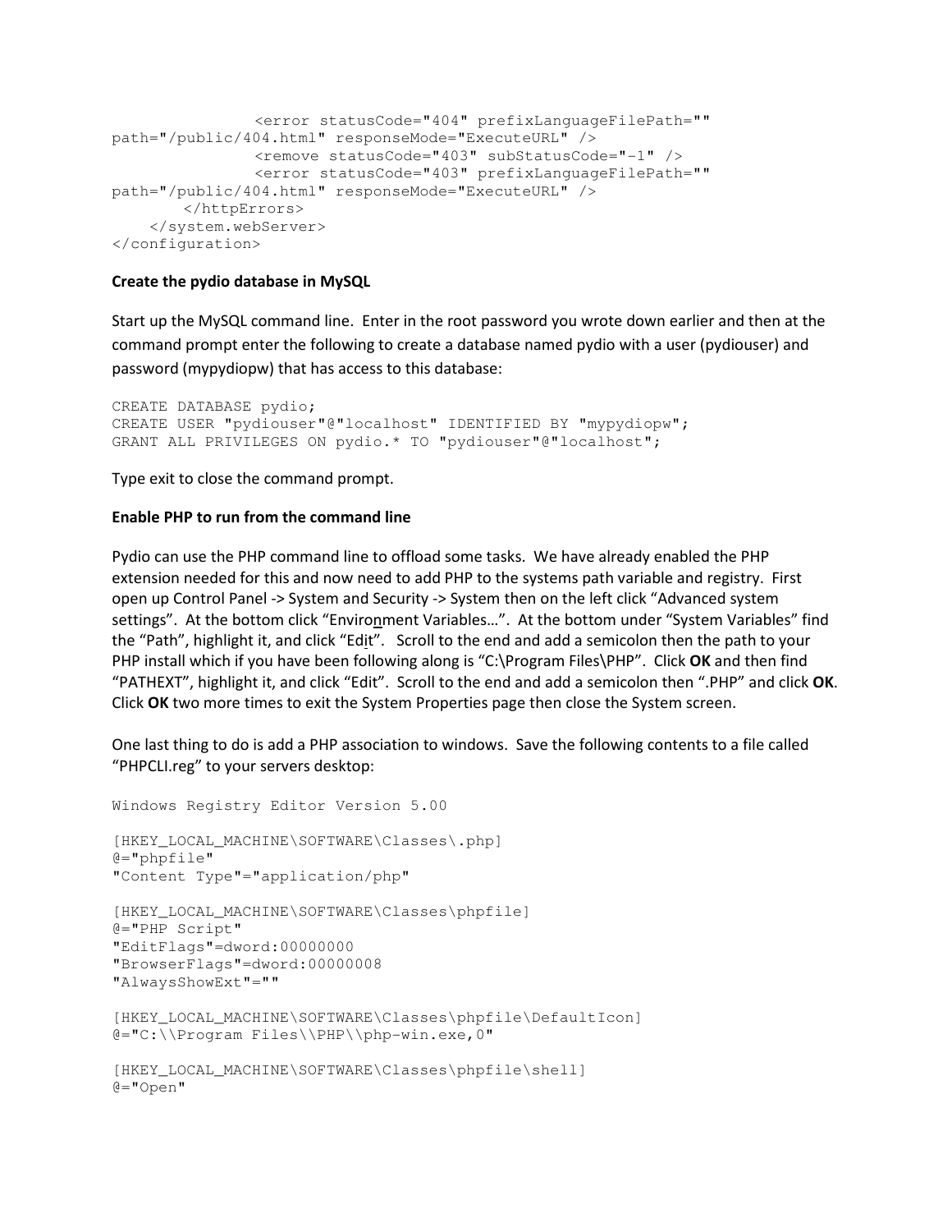```
                <error statusCode="404" prefixLanguageFilePath=""
path="/public/404.html" responseMode="ExecuteURL" />
                <remove statusCode="403" subStatusCode="-1" />
                <error statusCode="403" prefixLanguageFilePath=""
path="/public/404.html" responseMode="ExecuteURL" />
        </httpErrors>
    </system.webServer>
</configuration>
```

**Create the pydio database in MySQL**

Start up the MySQL command line. Enter in the root password you wrote down earlier and then at the command prompt enter the following to create a database named pydio with a user (pydiouser) and password (mypydiopw) that has access to this database:

```
CREATE DATABASE pydio;
CREATE USER "pydiouser"@"localhost" IDENTIFIED BY "mypydiopw";
GRANT ALL PRIVILEGES ON pydio.* TO "pydiouser"@"localhost";
```

Type exit to close the command prompt.

**Enable PHP to run from the command line**

Pydio can use the PHP command line to offload some tasks. We have already enabled the PHP extension needed for this and now need to add PHP to the systems path variable and registry. First open up Control Panel -> System and Security -> System then on the left click "Advanced system settings". At the bottom click "Environment Variables…". At the bottom under "System Variables" find the "Path", highlight it, and click "Edit". Scroll to the end and add a semicolon then the path to your PHP install which if you have been following along is "C:\Program Files\PHP". Click **OK** and then find "PATHEXT", highlight it, and click "Edit". Scroll to the end and add a semicolon then ".PHP" and click **OK**. Click **OK** two more times to exit the System Properties page then close the System screen.

One last thing to do is add a PHP association to windows. Save the following contents to a file called "PHPCLI.reg" to your servers desktop:

```
Windows Registry Editor Version 5.00

[HKEY_LOCAL_MACHINE\SOFTWARE\Classes\.php]
@="phpfile"
"Content Type"="application/php"

[HKEY_LOCAL_MACHINE\SOFTWARE\Classes\phpfile]
@="PHP Script"
"EditFlags"=dword:00000000
"BrowserFlags"=dword:00000008
"AlwaysShowExt"=""

[HKEY_LOCAL_MACHINE\SOFTWARE\Classes\phpfile\DefaultIcon]
@="C:\\Program Files\\PHP\\php-win.exe,0"

[HKEY_LOCAL_MACHINE\SOFTWARE\Classes\phpfile\shell]
@="Open"
```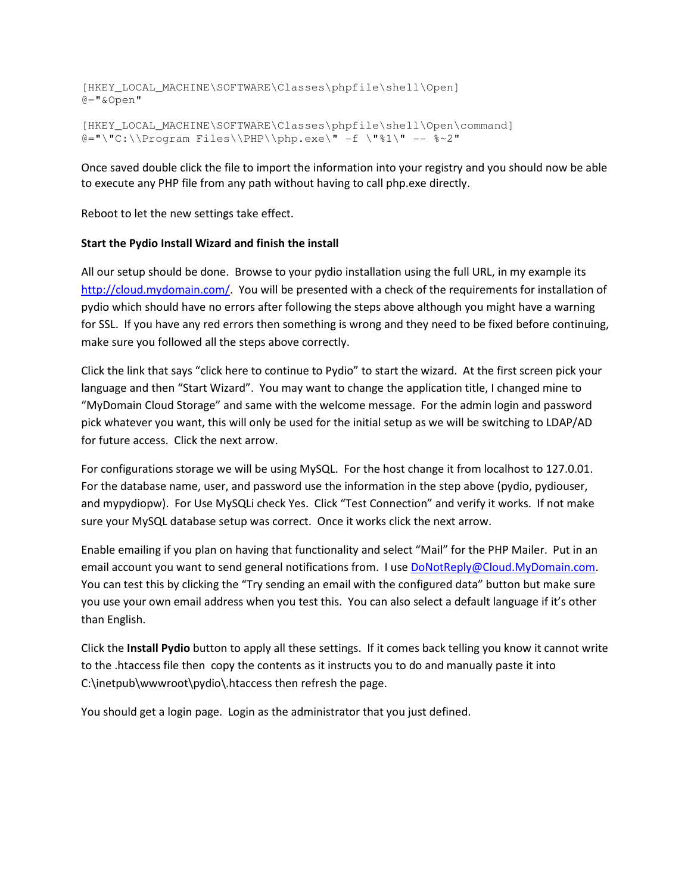```
[HKEY_LOCAL_MACHINE\SOFTWARE\Classes\phpfile\shell\Open]
@="&Open"

[HKEY_LOCAL_MACHINE\SOFTWARE\Classes\phpfile\shell\Open\command]
@="\"C:\\Program Files\\PHP\\php.exe\" -f \"%1\" -- %~2"
```

Once saved double click the file to import the information into your registry and you should now be able to execute any PHP file from any path without having to call php.exe directly.

Reboot to let the new settings take effect.

**Start the Pydio Install Wizard and finish the install**

All our setup should be done. Browse to your pydio installation using the full URL, in my example its http://cloud.mydomain.com/. You will be presented with a check of the requirements for installation of pydio which should have no errors after following the steps above although you might have a warning for SSL. If you have any red errors then something is wrong and they need to be fixed before continuing, make sure you followed all the steps above correctly.

Click the link that says "click here to continue to Pydio" to start the wizard. At the first screen pick your language and then "Start Wizard". You may want to change the application title, I changed mine to "MyDomain Cloud Storage" and same with the welcome message. For the admin login and password pick whatever you want, this will only be used for the initial setup as we will be switching to LDAP/AD for future access. Click the next arrow.

For configurations storage we will be using MySQL. For the host change it from localhost to 127.0.01. For the database name, user, and password use the information in the step above (pydio, pydiouser, and mypydiopw). For Use MySQLi check Yes. Click "Test Connection" and verify it works. If not make sure your MySQL database setup was correct. Once it works click the next arrow.

Enable emailing if you plan on having that functionality and select "Mail" for the PHP Mailer. Put in an email account you want to send general notifications from. I use DoNotReply@Cloud.MyDomain.com. You can test this by clicking the "Try sending an email with the configured data" button but make sure you use your own email address when you test this. You can also select a default language if it's other than English.

Click the **Install Pydio** button to apply all these settings. If it comes back telling you know it cannot write to the .htaccess file then copy the contents as it instructs you to do and manually paste it into C:\inetpub\wwwroot\pydio\.htaccess then refresh the page.

You should get a login page. Login as the administrator that you just defined.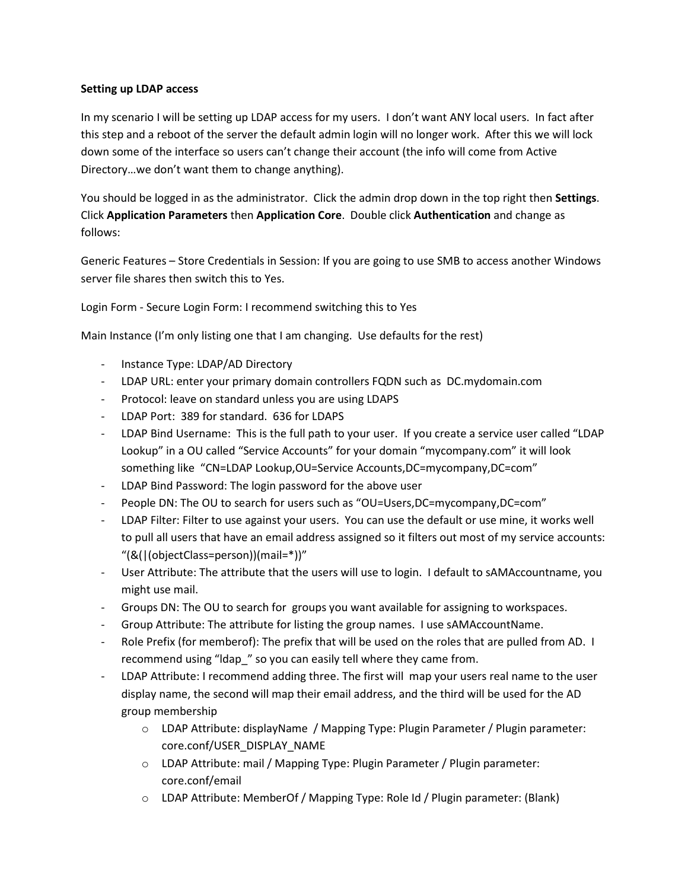**Setting up LDAP access**

In my scenario I will be setting up LDAP access for my users. I don't want ANY local users. In fact after this step and a reboot of the server the default admin login will no longer work. After this we will lock down some of the interface so users can't change their account (the info will come from Active Directory…we don't want them to change anything).

You should be logged in as the administrator. Click the admin drop down in the top right then **Settings**. Click **Application Parameters** then **Application Core**. Double click **Authentication** and change as follows:

Generic Features – Store Credentials in Session: If you are going to use SMB to access another Windows server file shares then switch this to Yes.

Login Form - Secure Login Form: I recommend switching this to Yes

Main Instance (I'm only listing one that I am changing. Use defaults for the rest)

- Instance Type: LDAP/AD Directory
- LDAP URL: enter your primary domain controllers FQDN such as DC.mydomain.com
- Protocol: leave on standard unless you are using LDAPS
- LDAP Port: 389 for standard. 636 for LDAPS
- LDAP Bind Username: This is the full path to your user. If you create a service user called "LDAP Lookup" in a OU called "Service Accounts" for your domain "mycompany.com" it will look something like "CN=LDAP Lookup,OU=Service Accounts,DC=mycompany,DC=com"
- LDAP Bind Password: The login password for the above user
- People DN: The OU to search for users such as "OU=Users,DC=mycompany,DC=com"
- LDAP Filter: Filter to use against your users. You can use the default or use mine, it works well to pull all users that have an email address assigned so it filters out most of my service accounts: "(&(|(objectClass=person))(mail=*))"
- User Attribute: The attribute that the users will use to login. I default to sAMAccountname, you might use mail.
- Groups DN: The OU to search for groups you want available for assigning to workspaces.
- Group Attribute: The attribute for listing the group names. I use sAMAccountName.
- Role Prefix (for memberof): The prefix that will be used on the roles that are pulled from AD. I recommend using "ldap_" so you can easily tell where they came from.
- LDAP Attribute: I recommend adding three. The first will map your users real name to the user display name, the second will map their email address, and the third will be used for the AD group membership
    - LDAP Attribute: displayName / Mapping Type: Plugin Parameter / Plugin parameter: core.conf/USER_DISPLAY_NAME
    - LDAP Attribute: mail / Mapping Type: Plugin Parameter / Plugin parameter: core.conf/email
    - LDAP Attribute: MemberOf / Mapping Type: Role Id / Plugin parameter: (Blank)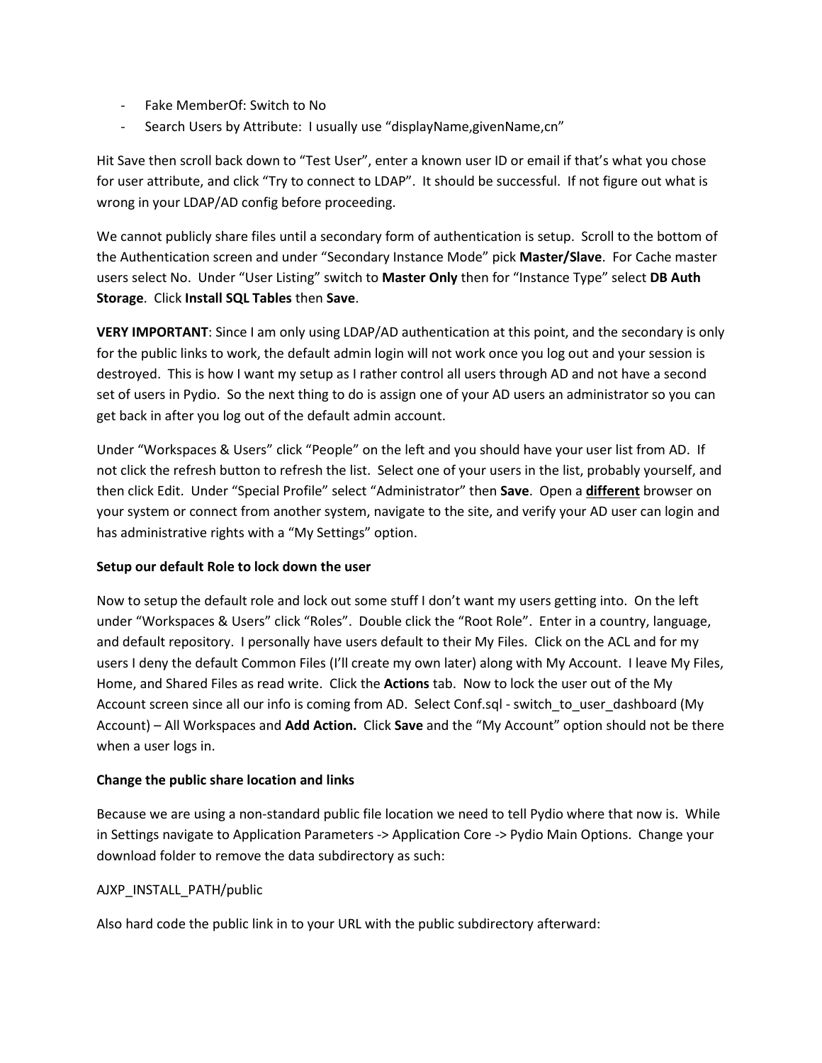- Fake MemberOf: Switch to No
- Search Users by Attribute: I usually use "displayName,givenName,cn"

Hit Save then scroll back down to "Test User", enter a known user ID or email if that's what you chose for user attribute, and click "Try to connect to LDAP". It should be successful. If not figure out what is wrong in your LDAP/AD config before proceeding.

We cannot publicly share files until a secondary form of authentication is setup. Scroll to the bottom of the Authentication screen and under "Secondary Instance Mode" pick **Master/Slave**. For Cache master users select No. Under "User Listing" switch to **Master Only** then for "Instance Type" select **DB Auth Storage**. Click **Install SQL Tables** then **Save**.

**VERY IMPORTANT**: Since I am only using LDAP/AD authentication at this point, and the secondary is only for the public links to work, the default admin login will not work once you log out and your session is destroyed. This is how I want my setup as I rather control all users through AD and not have a second set of users in Pydio. So the next thing to do is assign one of your AD users an administrator so you can get back in after you log out of the default admin account.

Under "Workspaces & Users" click "People" on the left and you should have your user list from AD. If not click the refresh button to refresh the list. Select one of your users in the list, probably yourself, and then click Edit. Under "Special Profile" select "Administrator" then **Save**. Open a **different** browser on your system or connect from another system, navigate to the site, and verify your AD user can login and has administrative rights with a "My Settings" option.

**Setup our default Role to lock down the user**

Now to setup the default role and lock out some stuff I don't want my users getting into. On the left under "Workspaces & Users" click "Roles". Double click the "Root Role". Enter in a country, language, and default repository. I personally have users default to their My Files. Click on the ACL and for my users I deny the default Common Files (I'll create my own later) along with My Account. I leave My Files, Home, and Shared Files as read write. Click the **Actions** tab. Now to lock the user out of the My Account screen since all our info is coming from AD. Select Conf.sql - switch_to_user_dashboard (My Account) – All Workspaces and **Add Action.** Click **Save** and the "My Account" option should not be there when a user logs in.

**Change the public share location and links**

Because we are using a non-standard public file location we need to tell Pydio where that now is. While in Settings navigate to Application Parameters -> Application Core -> Pydio Main Options. Change your download folder to remove the data subdirectory as such:

AJXP_INSTALL_PATH/public

Also hard code the public link in to your URL with the public subdirectory afterward: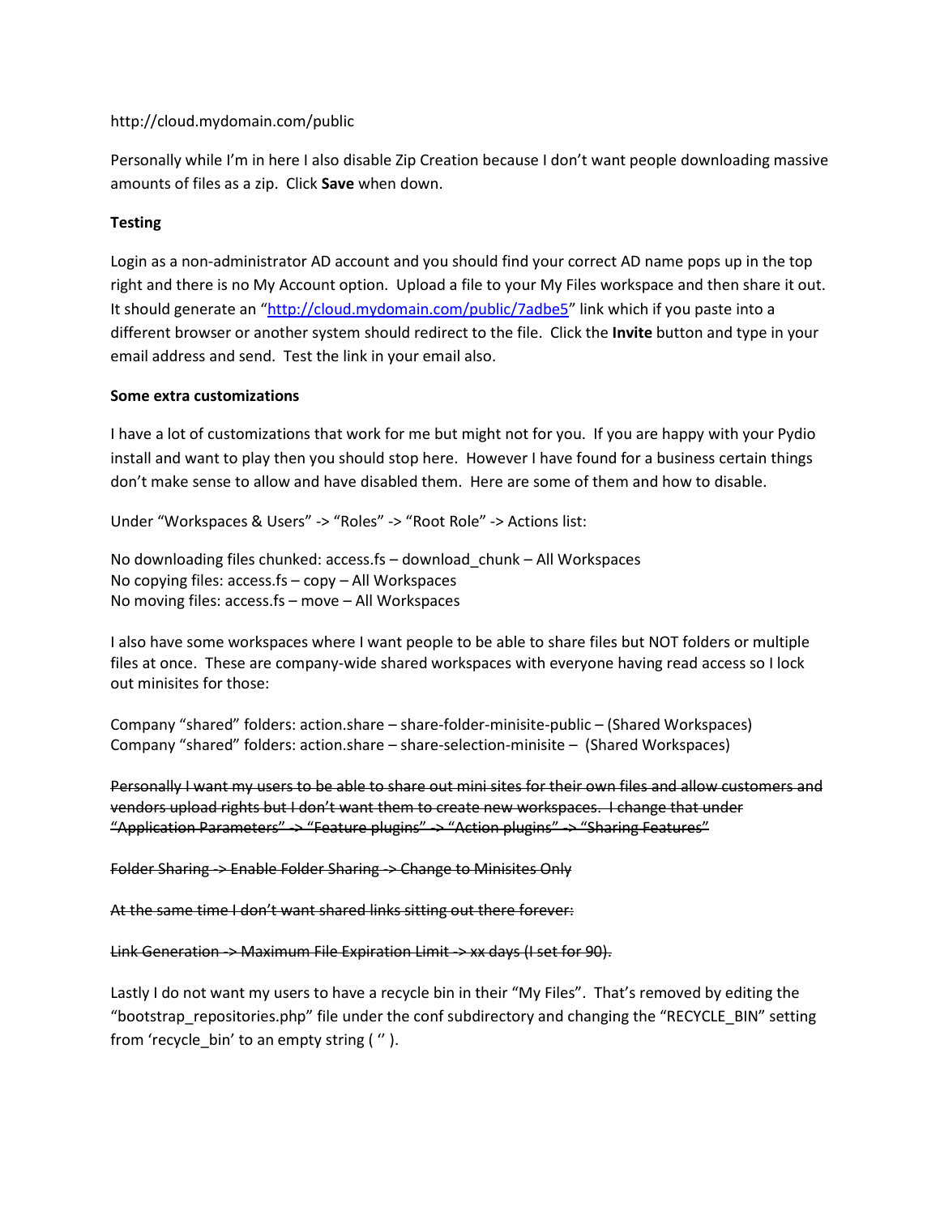http://cloud.mydomain.com/public

Personally while I'm in here I also disable Zip Creation because I don't want people downloading massive amounts of files as a zip. Click **Save** when down.

**Testing**

Login as a non-administrator AD account and you should find your correct AD name pops up in the top right and there is no My Account option. Upload a file to your My Files workspace and then share it out. It should generate an "http://cloud.mydomain.com/public/7adbe5" link which if you paste into a different browser or another system should redirect to the file. Click the **Invite** button and type in your email address and send. Test the link in your email also.

**Some extra customizations**

I have a lot of customizations that work for me but might not for you. If you are happy with your Pydio install and want to play then you should stop here. However I have found for a business certain things don't make sense to allow and have disabled them. Here are some of them and how to disable.

Under "Workspaces & Users" -> "Roles" -> "Root Role" -> Actions list:

No downloading files chunked: access.fs – download_chunk – All Workspaces
No copying files: access.fs – copy – All Workspaces
No moving files: access.fs – move – All Workspaces

I also have some workspaces where I want people to be able to share files but NOT folders or multiple files at once. These are company-wide shared workspaces with everyone having read access so I lock out minisites for those:

Company "shared" folders: action.share – share-folder-minisite-public – (Shared Workspaces)
Company "shared" folders: action.share – share-selection-minisite – (Shared Workspaces)

~~Personally I want my users to be able to share out mini sites for their own files and allow customers and vendors upload rights but I don't want them to create new workspaces. I change that under "Application Parameters" -> "Feature plugins" -> "Action plugins" -> "Sharing Features"~~

~~Folder Sharing -> Enable Folder Sharing -> Change to Minisites Only~~

~~At the same time I don't want shared links sitting out there forever:~~

~~Link Generation -> Maximum File Expiration Limit -> xx days (I set for 90).~~

Lastly I do not want my users to have a recycle bin in their "My Files". That's removed by editing the "bootstrap_repositories.php" file under the conf subdirectory and changing the "RECYCLE_BIN" setting from 'recycle_bin' to an empty string ( '' ).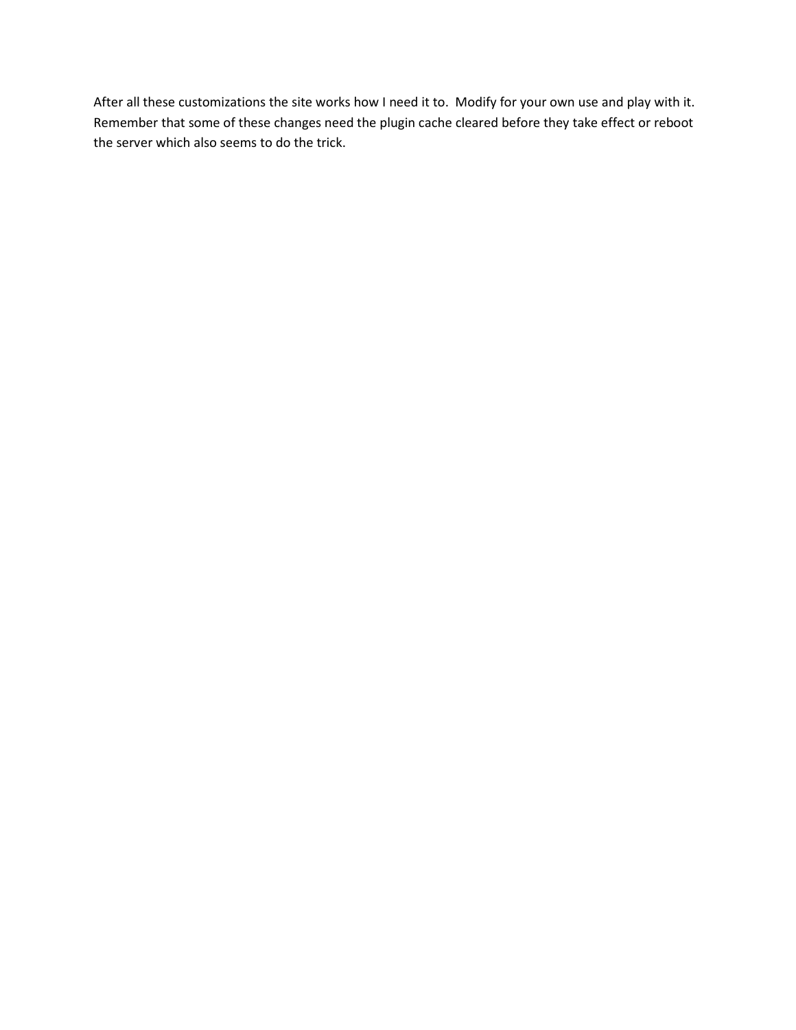After all these customizations the site works how I need it to.  Modify for your own use and play with it. Remember that some of these changes need the plugin cache cleared before they take effect or reboot the server which also seems to do the trick.